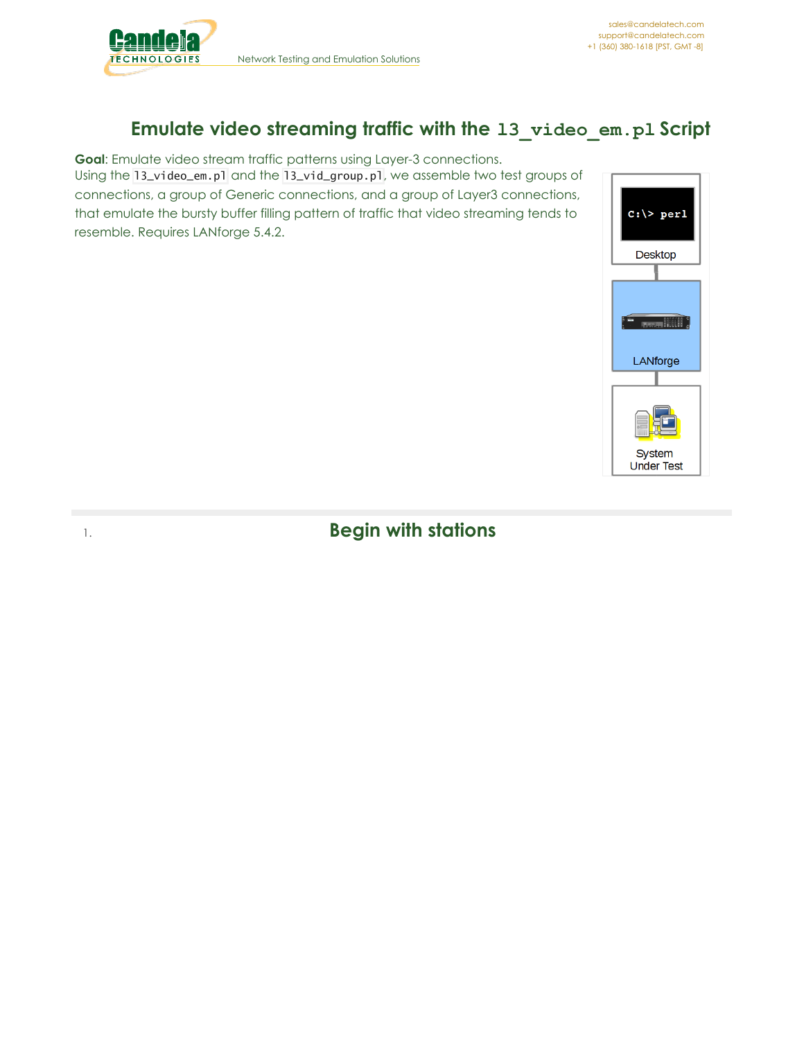# Emulate video streaming traffic with the `l3_video_em.pl` Script

**Goal**: Emulate video stream traffic patterns using Layer-3 connections.

Using the `l3_video_em.pl` and the `l3_vid_group.pl`, we assemble two test groups of connections, a group of Generic connections, and a group of Layer3 connections, that emulate the bursty buffer filling pattern of traffic that video streaming tends to resemble. Requires LANforge 5.4.2.

1. ## Begin with stations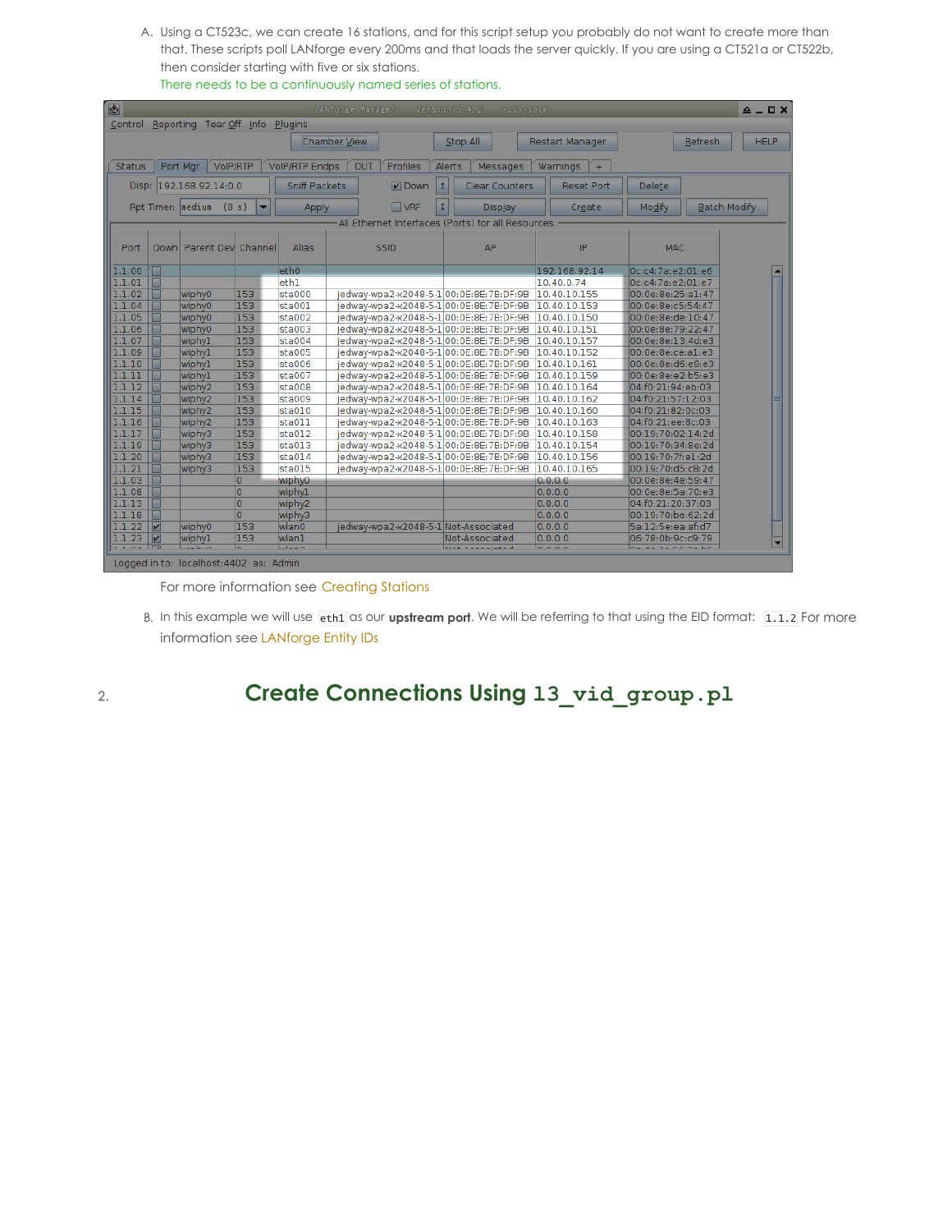A. Using a CT523c, we can create 16 stations, and for this script setup you probably do not want to create more than that. These scripts poll LANforge every 200ms and that loads the server quickly. If you are using a CT521a or CT522b, then consider starting with five or six stations.
   There needs to be a continuously named series of stations.

   For more information see Creating Stations

B. In this example we will use `eth1` as our **upstream port**. We will be referring to that using the EID format: `1.1.2` For more information see LANforge Entity IDs

## 2. Create Connections Using `l3_vid_group.pl`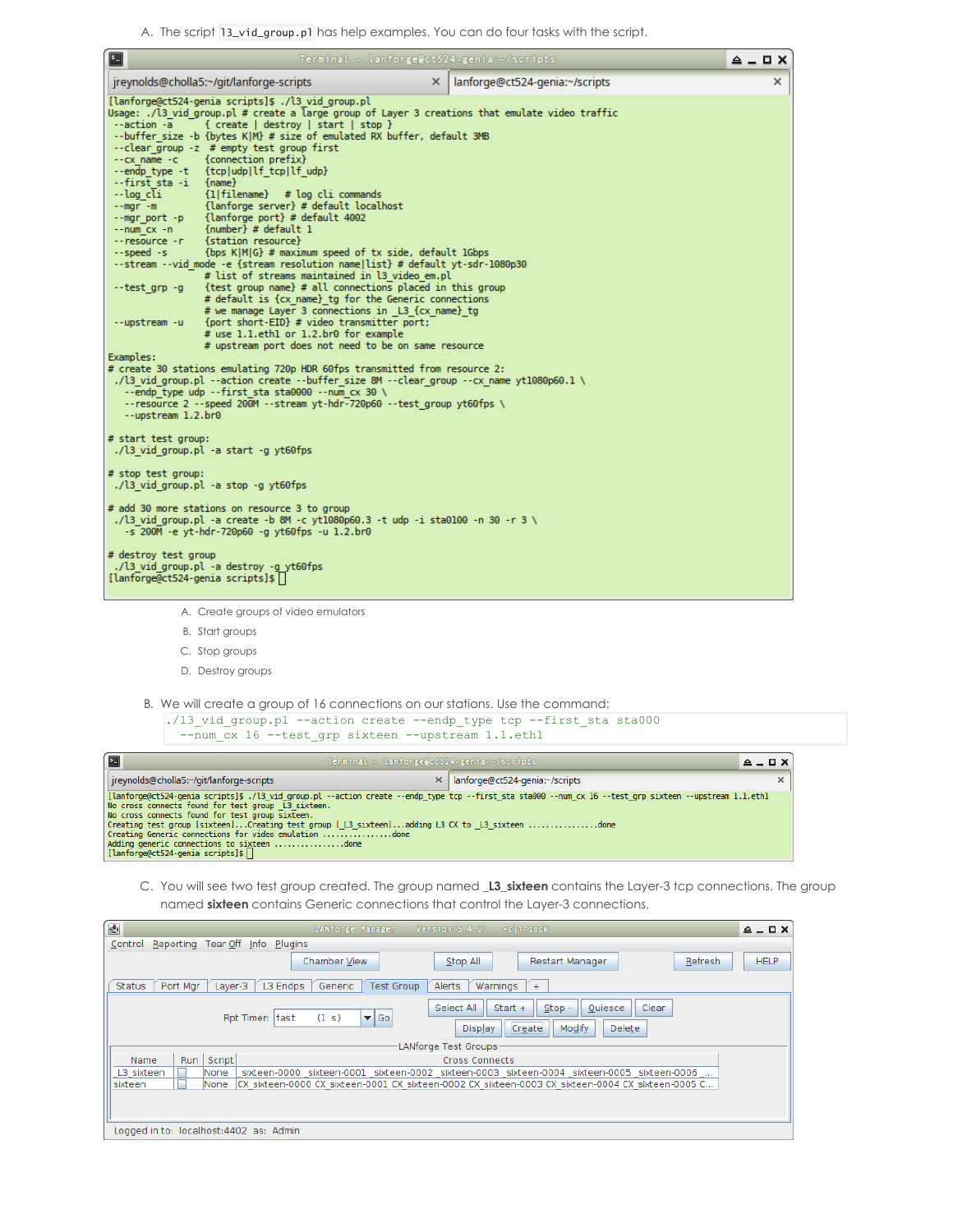A. The script `l3_vid_group.pl` has help examples. You can do four tasks with the script.

```
[lanforge@ct524-genia scripts]$ ./l3_vid_group.pl
Usage: ./l3_vid_group.pl # create a large group of Layer 3 creations that emulate video traffic
 --action -a        { create | destroy | start | stop }
 --buffer_size -b {bytes K|M} # size of emulated RX buffer, default 3MB
 --clear_group -z  # empty test group first
 --cx_name -c       {connection prefix}
 --endp_type -t     {tcp|udp|lf_tcp|lf_udp}
 --first_sta -i     {name}
 --log_cli          {1|filename}   # log cli commands
 --mgr -m           {lanforge server} # default localhost
 --mgr_port -p      {lanforge port} # default 4002
 --num_cx -n        {number} # default 1
 --resource -r      {station resource}
 --speed -s         {bps K|M|G} # maximum speed of tx side, default 1Gbps
 --stream --vid_mode -e {stream resolution name|list} # default yt-sdr-1080p30
                    # list of streams maintained in l3_video_em.pl
 --test_grp -g      {test group name} # all connections placed in this group
                    # default is {cx_name}_tg for the Generic connections
                    # we manage Layer 3 connections in _L3_{cx_name}_tg
 --upstream -u      {port short-EID} # video transmitter port;
                    # use 1.1.eth1 or 1.2.br0 for example
                    # upstream port does not need to be on same resource
Examples:
# create 30 stations emulating 720p HDR 60fps transmitted from resource 2:
 ./l3_vid_group.pl --action create --buffer_size 8M --clear_group --cx_name yt1080p60.1 \
   --endp_type udp --first_sta sta0000 --num_cx 30 \
   --resource 2 --speed 200M --stream yt-hdr-720p60 --test_group yt60fps \
   --upstream 1.2.br0

# start test group:
 ./l3_vid_group.pl -a start -g yt60fps

# stop test group:
 ./l3_vid_group.pl -a stop -g yt60fps

# add 30 more stations on resource 3 to group
 ./l3_vid_group.pl -a create -b 8M -c yt1080p60.3 -t udp -i sta0100 -n 30 -r 3 \
   -s 200M -e yt-hdr-720p60 -g yt60fps -u 1.2.br0

# destroy test group
 ./l3_vid_group.pl -a destroy -g yt60fps
[lanforge@ct524-genia scripts]$
```

A. Create groups of video emulators
B. Start groups
C. Stop groups
D. Destroy groups

B. We will create a group of 16 connections on our stations. Use the command:

```
./l3_vid_group.pl --action create --endp_type tcp --first_sta sta000
  --num_cx 16 --test_grp sixteen --upstream 1.1.eth1
```

```
[lanforge@ct524-genia scripts]$ ./l3_vid_group.pl --action create --endp_type tcp --first_sta sta000 --num_cx 16 --test_grp sixteen --upstream 1.1.eth1
No cross connects found for test group _L3_sixteen.
No cross connects found for test group sixteen.
Creating test group [sixteen]...Creating test group [_L3_sixteen]...adding L3 CX to _L3_sixteen ...............done
Creating Generic connections for video emulation ................done
Adding generic connections to sixteen ................done
[lanforge@ct524-genia scripts]$
```

C. You will see two test group created. The group named **_L3_sixteen** contains the Layer-3 tcp connections. The group named **sixteen** contains Generic connections that control the Layer-3 connections.

LANforge Test Groups

| Name | Run | Script | Cross Connects |
|---|---|---|---|
| _L3_sixteen | | None | sixteen-0000 _sixteen-0001 _sixteen-0002 _sixteen-0003 _sixteen-0004 _sixteen-0005 _sixteen-0006 ... |
| sixteen | | None | CX_sixteen-0000 CX_sixteen-0001 CX_sixteen-0002 CX_sixteen-0003 CX_sixteen-0004 CX_sixteen-0005 C... |

Logged in to: localhost:4402 as: Admin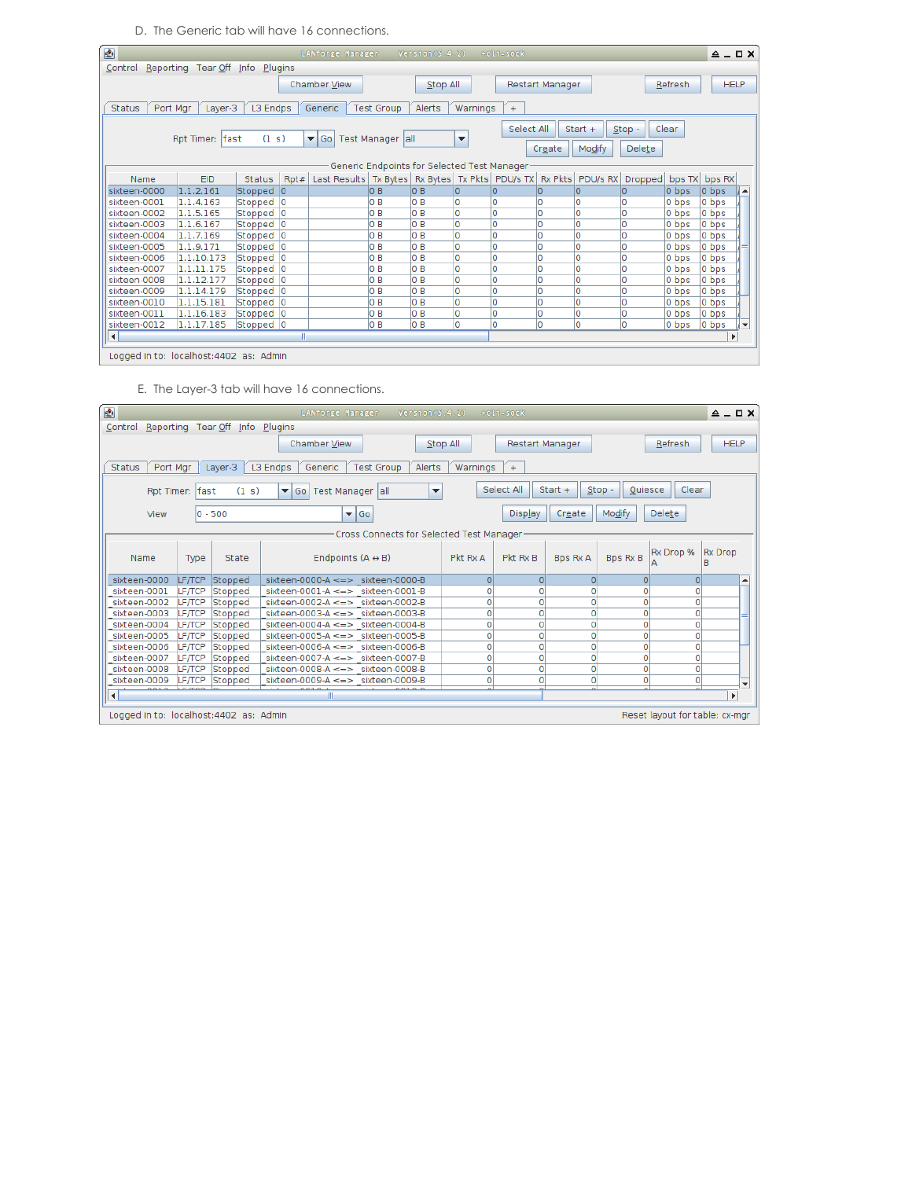D. The Generic tab will have 16 connections.

LANforge Manager Version(5.4.2) +cli-sock

Control Reporting Tear Off Info Plugins

Chamber View | Stop All | Restart Manager | Refresh | HELP

Status | Port Mgr | Layer-3 | L3 Endps | Generic | Test Group | Alerts | Warnings | +

Rpt Timer: fast (1 s) Go Test Manager all

Select All | Start + | Stop - | Clear

Create | Modify | Delete

Generic Endpoints for Selected Test Manager

| Name | EID | Status | Rpt# | Last Results | Tx Bytes | Rx Bytes | Tx Pkts | PDU/s TX | Rx Pkts | PDU/s RX | Dropped | bps TX | bps RX |
|---|---|---|---|---|---|---|---|---|---|---|---|---|---|
| sixteen-0000 | 1.1.2.161 | Stopped | 0 | | 0 B | 0 B | 0 | 0 | 0 | 0 | 0 | 0 bps | 0 bps |
| sixteen-0001 | 1.1.4.163 | Stopped | 0 | | 0 B | 0 B | 0 | 0 | 0 | 0 | 0 | 0 bps | 0 bps |
| sixteen-0002 | 1.1.5.165 | Stopped | 0 | | 0 B | 0 B | 0 | 0 | 0 | 0 | 0 | 0 bps | 0 bps |
| sixteen-0003 | 1.1.6.167 | Stopped | 0 | | 0 B | 0 B | 0 | 0 | 0 | 0 | 0 | 0 bps | 0 bps |
| sixteen-0004 | 1.1.7.169 | Stopped | 0 | | 0 B | 0 B | 0 | 0 | 0 | 0 | 0 | 0 bps | 0 bps |
| sixteen-0005 | 1.1.9.171 | Stopped | 0 | | 0 B | 0 B | 0 | 0 | 0 | 0 | 0 | 0 bps | 0 bps |
| sixteen-0006 | 1.1.10.173 | Stopped | 0 | | 0 B | 0 B | 0 | 0 | 0 | 0 | 0 | 0 bps | 0 bps |
| sixteen-0007 | 1.1.11.175 | Stopped | 0 | | 0 B | 0 B | 0 | 0 | 0 | 0 | 0 | 0 bps | 0 bps |
| sixteen-0008 | 1.1.12.177 | Stopped | 0 | | 0 B | 0 B | 0 | 0 | 0 | 0 | 0 | 0 bps | 0 bps |
| sixteen-0009 | 1.1.14.179 | Stopped | 0 | | 0 B | 0 B | 0 | 0 | 0 | 0 | 0 | 0 bps | 0 bps |
| sixteen-0010 | 1.1.15.181 | Stopped | 0 | | 0 B | 0 B | 0 | 0 | 0 | 0 | 0 | 0 bps | 0 bps |
| sixteen-0011 | 1.1.16.183 | Stopped | 0 | | 0 B | 0 B | 0 | 0 | 0 | 0 | 0 | 0 bps | 0 bps |
| sixteen-0012 | 1.1.17.185 | Stopped | 0 | | 0 B | 0 B | 0 | 0 | 0 | 0 | 0 | 0 bps | 0 bps |

Logged in to: localhost:4402 as: Admin

E. The Layer-3 tab will have 16 connections.

LANforge Manager Version(5.4.2) +cli-sock

Control Reporting Tear Off Info Plugins

Chamber View | Stop All | Restart Manager | Refresh | HELP

Status | Port Mgr | Layer-3 | L3 Endps | Generic | Test Group | Alerts | Warnings | +

Rpt Timer: fast (1 s) Go Test Manager all

View 0 - 500 Go

Select All | Start + | Stop - | Quiesce | Clear

Display | Create | Modify | Delete

Cross Connects for Selected Test Manager

| Name | Type | State | Endpoints (A ↔ B) | Pkt Rx A | Pkt Rx B | Bps Rx A | Bps Rx B | Rx Drop % A | Rx Drop B |
|---|---|---|---|---|---|---|---|---|---|
| sixteen-0000 | LF/TCP | Stopped | sixteen-0000-A <=> sixteen-0000-B | 0 | 0 | 0 | 0 | 0 | |
| sixteen-0001 | LF/TCP | Stopped | sixteen-0001-A <=> sixteen-0001-B | 0 | 0 | 0 | 0 | 0 | |
| sixteen-0002 | LF/TCP | Stopped | sixteen-0002-A <=> sixteen-0002-B | 0 | 0 | 0 | 0 | 0 | |
| sixteen-0003 | LF/TCP | Stopped | sixteen-0003-A <=> sixteen-0003-B | 0 | 0 | 0 | 0 | 0 | |
| sixteen-0004 | LF/TCP | Stopped | sixteen-0004-A <=> sixteen-0004-B | 0 | 0 | 0 | 0 | 0 | |
| sixteen-0005 | LF/TCP | Stopped | sixteen-0005-A <=> sixteen-0005-B | 0 | 0 | 0 | 0 | 0 | |
| sixteen-0006 | LF/TCP | Stopped | sixteen-0006-A <=> sixteen-0006-B | 0 | 0 | 0 | 0 | 0 | |
| sixteen-0007 | LF/TCP | Stopped | sixteen-0007-A <=> sixteen-0007-B | 0 | 0 | 0 | 0 | 0 | |
| sixteen-0008 | LF/TCP | Stopped | sixteen-0008-A <=> sixteen-0008-B | 0 | 0 | 0 | 0 | 0 | |
| sixteen-0009 | LF/TCP | Stopped | sixteen-0009-A <=> sixteen-0009-B | 0 | 0 | 0 | 0 | 0 | |

Logged in to: localhost:4402 as: Admin

Reset layout for table: cx-mgr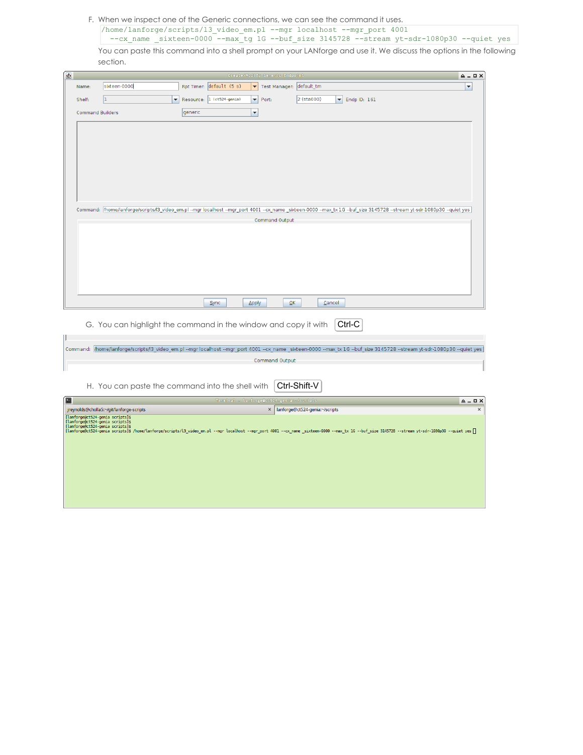F. When we inspect one of the Generic connections, we can see the command it uses.

```
/home/lanforge/scripts/l3_video_em.pl --mgr localhost --mgr_port 4001
  --cx_name _sixteen-0000 --max_tg 1G --buf_size 3145728 --stream yt-sdr-1080p30 --quiet yes
```

You can paste this command into a shell prompt on your LANforge and use it. We discuss the options in the following section.

G. You can highlight the command in the window and copy it with Ctrl-C

H. You can paste the command into the shell with Ctrl-Shift-V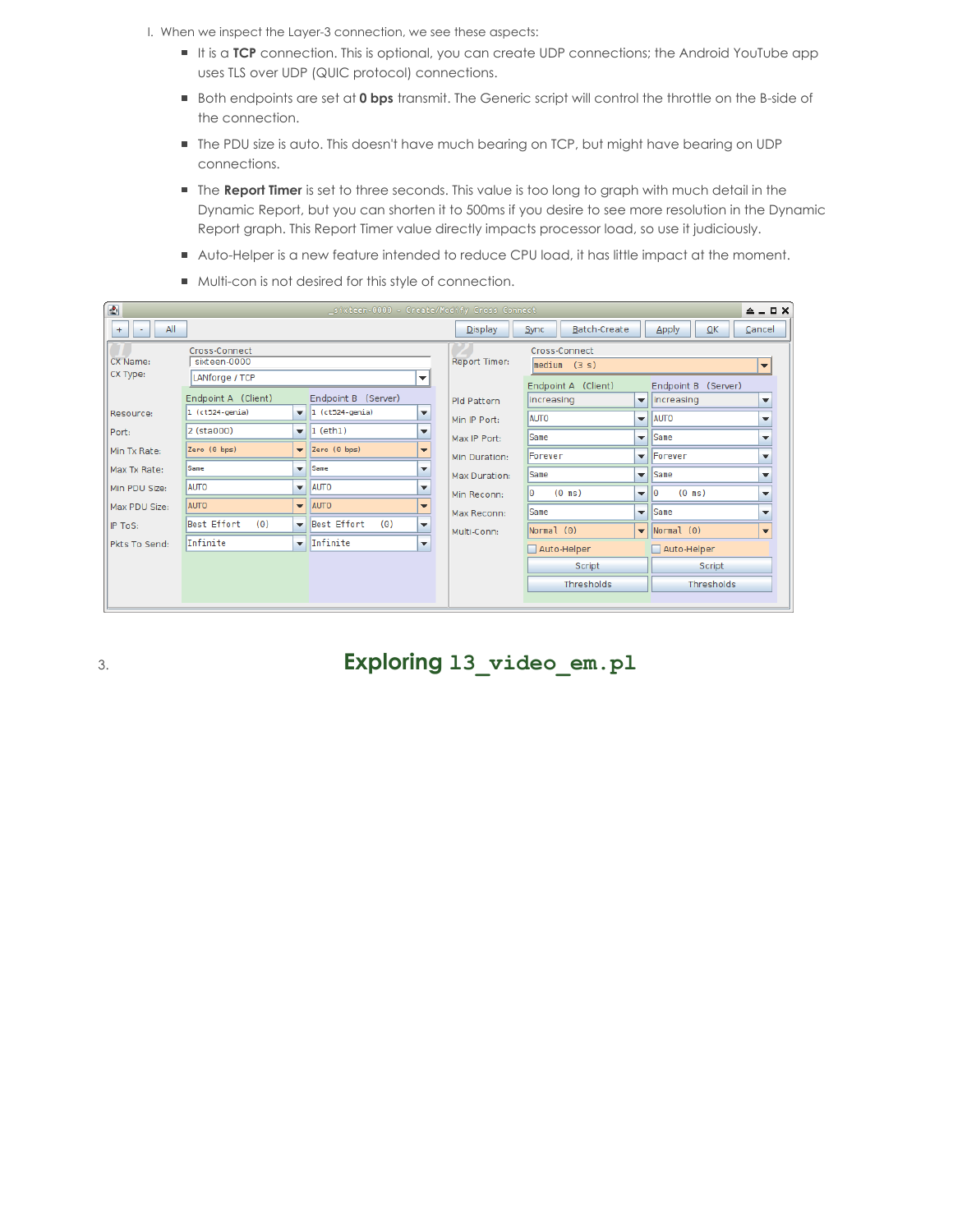I. When we inspect the Layer-3 connection, we see these aspects:
   - It is a **TCP** connection. This is optional, you can create UDP connections; the Android YouTube app uses TLS over UDP (QUIC protocol) connections.
   - Both endpoints are set at **0 bps** transmit. The Generic script will control the throttle on the B-side of the connection.
   - The PDU size is auto. This doesn't have much bearing on TCP, but might have bearing on UDP connections.
   - The **Report Timer** is set to three seconds. This value is too long to graph with much detail in the Dynamic Report, but you can shorten it to 500ms if you desire to see more resolution in the Dynamic Report graph. This Report Timer value directly impacts processor load, so use it judiciously.
   - Auto-Helper is a new feature intended to reduce CPU load, it has little impact at the moment.
   - Multi-con is not desired for this style of connection.

3. **Exploring `l3_video_em.pl`**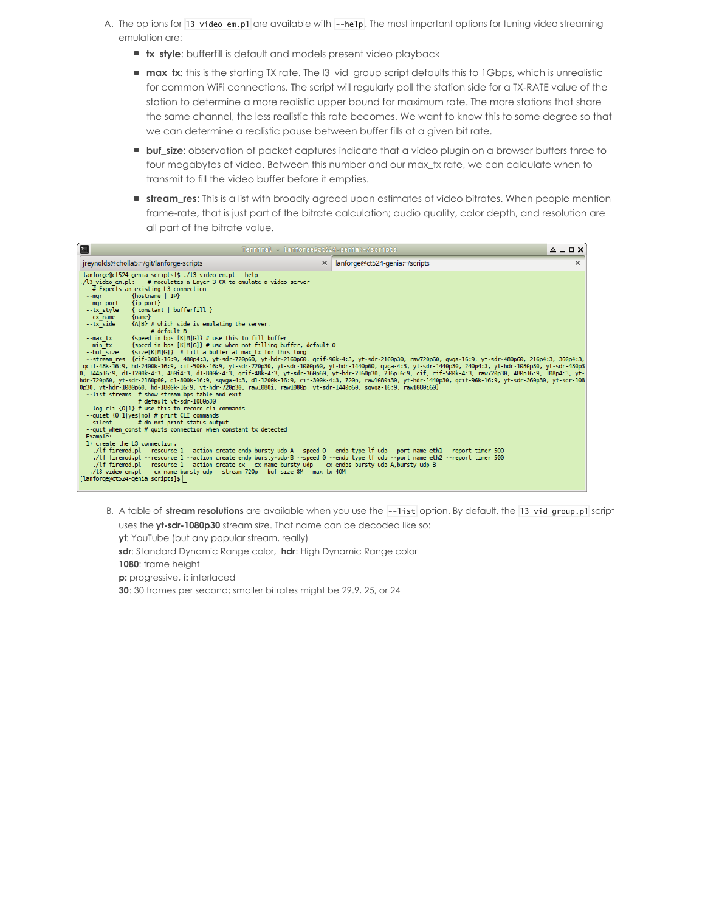A. The options for `l3_video_em.pl` are available with `--help`. The most important options for tuning video streaming emulation are:

   - **tx_style**: bufferfill is default and models present video playback
   - **max_tx**: this is the starting TX rate. The l3_vid_group script defaults this to 1Gbps, which is unrealistic for common WiFi connections. The script will regularly poll the station side for a TX-RATE value of the station to determine a more realistic upper bound for maximum rate. The more stations that share the same channel, the less realistic this rate becomes. We want to know this to some degree so that we can determine a realistic pause between buffer fills at a given bit rate.
   - **buf_size**: observation of packet captures indicate that a video plugin on a browser buffers three to four megabytes of video. Between this number and our max_tx rate, we can calculate when to transmit to fill the video buffer before it empties.
   - **stream_res**: This is a list with broadly agreed upon estimates of video bitrates. When people mention frame-rate, that is just part of the bitrate calculation; audio quality, color depth, and resolution are all part of the bitrate value.

```
[lanforge@ct524-genia scripts]$ ./l3_video_em.pl --help
./l3_video_em.pl:    # modulates a Layer 3 CX to emulate a video server
    # Expects an existing L3 connection
  --mgr         {hostname | IP}
  --mgr_port    {ip port}
  --tx_style    { constant | bufferfill }
  --cx_name     {name}
  --tx_side     {A|B} # which side is emulating the server,
                      # default B
  --max_tx      {speed in bps [K|M|G]} # use this to fill buffer
  --min_tx      {speed in bps [K|M|G]} # use when not filling buffer, default 0
  --buf_size    {size[K|M|G]}  # fill a buffer at max_tx for this long
  --stream_res  {cif-300k-16:9, 480p4:3, yt-sdr-720p60, yt-hdr-2160p60, qcif-96k-4:3, yt-sdr-2160p30, raw720p60, qvga-16:9, yt-sdr-480p60, 216p4:3, 360p4:3, qcif-48k-16:9, hd-2400k-16:9, cif-500k-16:9, yt-sdr-720p30, yt-sdr-1080p60, yt-hdr-1440p60, qvga-4:3, yt-sdr-1440p30, 240p4:3, yt-hdr-1080p30, yt-sdr-480p30, 144p16:9, d1-1200k-4:3, 480i4:3, d1-800k-4:3, qcif-48k-4:3, yt-sdr-360p60, yt-hdr-2160p30, 216p16:9, cif, cif-500k-4:3, raw720p30, 480p16:9, 108p4:3, yt-hdr-720p60, yt-sdr-2160p60, d1-800k-16:9, sqvga-4:3, d1-1200k-16:9, cif-300k-4:3, 720p, raw1080i30, yt-hdr-1440p30, qcif-96k-16:9, yt-sdr-360p30, yt-sdr-1080p30, yt-hdr-1080p60, hd-1800k-16:9, yt-hdr-720p30, raw1080i, raw1080p, yt-sdr-1440p60, sqvga-16:9, raw1080i60}
  --list_streams  # show stream bps table and exit
                  # default yt-sdr-1080p30
  --log_cli {0|1} # use this to record cli commands
  --quiet {0|1|yes|no} # print CLI commands
  --silent        # do not print status output
  --quit_when_const # quits connection when constant tx detected
  Example:
  1) create the L3 connection:
    ./lf_firemod.pl --resource 1 --action create_endp bursty-udp-A --speed 0 --endp_type lf_udp --port_name eth1 --report_timer 500
    ./lf_firemod.pl --resource 1 --action create_endp bursty-udp-B --speed 0 --endp_type lf_udp --port_name eth2 --report_timer 500
    ./lf_firemod.pl --resource 1 --action create_cx --cx_name bursty-udp  --cx_endps bursty-udp-A,bursty-udp-B
   ./l3_video_em.pl  --cx_name bursty-udp --stream 720p --buf_size 8M --max_tx 40M
[lanforge@ct524-genia scripts]$
```

B. A table of **stream resolutions** are available when you use the `--list` option. By default, the `l3_vid_group.pl` script uses the **yt-sdr-1080p30** stream size. That name can be decoded like so:

   **yt**: YouTube (but any popular stream, really)

   **sdr**: Standard Dynamic Range color, **hdr**: High Dynamic Range color

   **1080**: frame height

   **p:** progressive, **i:** interlaced

   **30**: 30 frames per second; smaller bitrates might be 29.9, 25, or 24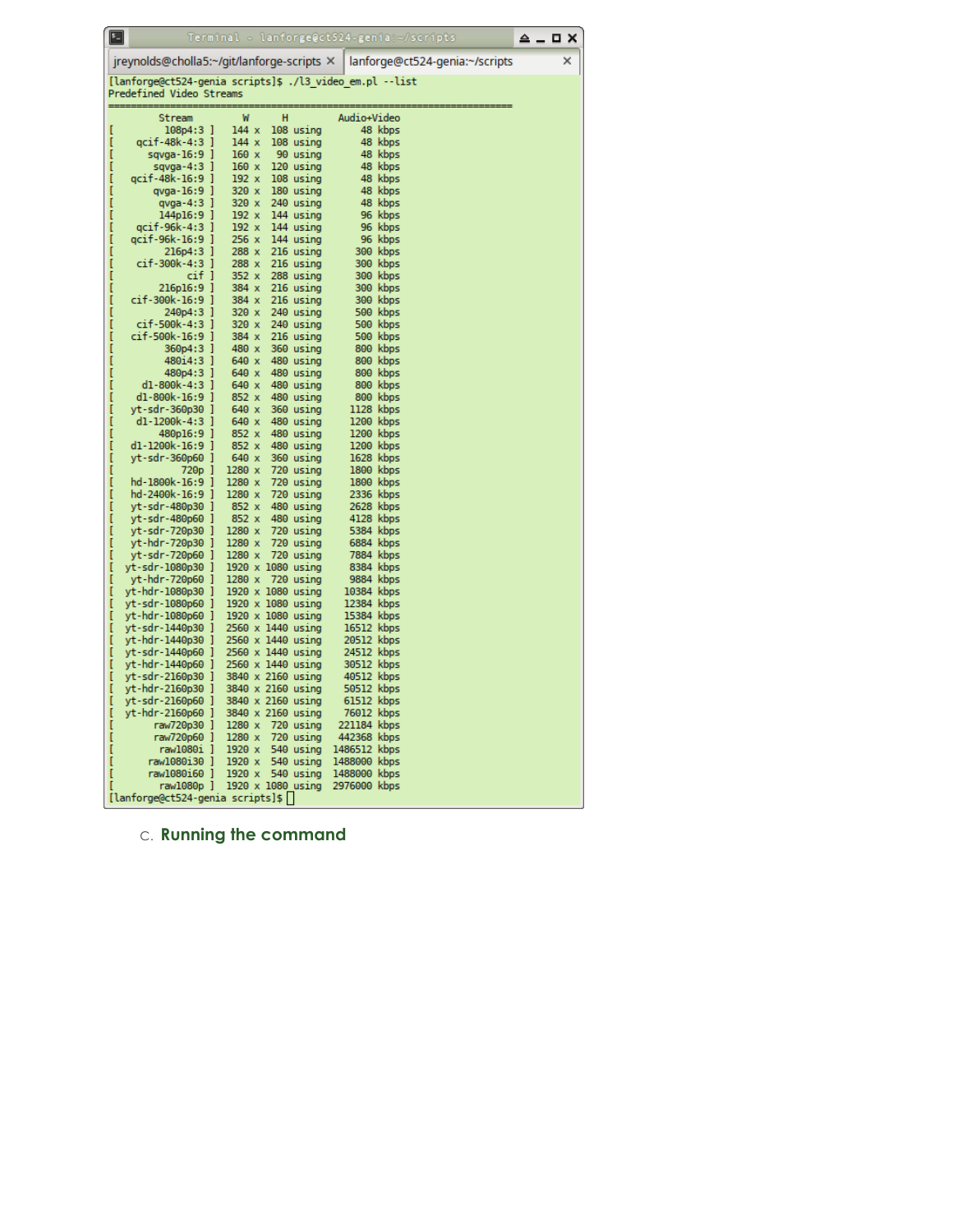```
[lanforge@ct524-genia scripts]$ ./l3_video_em.pl --list
Predefined Video Streams
================================================================================
        Stream          W      H          Audio+Video
[         108p4:3 ]   144 x  108 using       48 kbps
[     qcif-48k-4:3 ]   144 x  108 using       48 kbps
[       sqvga-16:9 ]   160 x   90 using       48 kbps
[        sqvga-4:3 ]   160 x  120 using       48 kbps
[    qcif-48k-16:9 ]   192 x  108 using       48 kbps
[        qvga-16:9 ]   320 x  180 using       48 kbps
[         qvga-4:3 ]   320 x  240 using       48 kbps
[         144p16:9 ]   192 x  144 using       96 kbps
[     qcif-96k-4:3 ]   192 x  144 using       96 kbps
[    qcif-96k-16:9 ]   256 x  144 using       96 kbps
[          216p4:3 ]   288 x  216 using      300 kbps
[      cif-300k-4:3 ]   288 x  216 using      300 kbps
[              cif ]   352 x  288 using      300 kbps
[         216p16:9 ]   384 x  216 using      300 kbps
[     cif-300k-16:9 ]   384 x  216 using      300 kbps
[          240p4:3 ]   320 x  240 using      500 kbps
[      cif-500k-4:3 ]   320 x  240 using      500 kbps
[     cif-500k-16:9 ]   384 x  216 using      500 kbps
[          360p4:3 ]   480 x  360 using      800 kbps
[          480i4:3 ]   640 x  480 using      800 kbps
[          480p4:3 ]   640 x  480 using      800 kbps
[      d1-800k-4:3 ]   640 x  480 using      800 kbps
[     d1-800k-16:9 ]   852 x  480 using      800 kbps
[      yt-sdr-360p30 ]   640 x  360 using     1128 kbps
[     d1-1200k-4:3 ]   640 x  480 using     1200 kbps
[         480p16:9 ]   852 x  480 using     1200 kbps
[    d1-1200k-16:9 ]   852 x  480 using     1200 kbps
[     yt-sdr-360p60 ]   640 x  360 using     1628 kbps
[             720p ]  1280 x  720 using     1800 kbps
[     hd-1800k-16:9 ]  1280 x  720 using     1800 kbps
[     hd-2400k-16:9 ]  1280 x  720 using     2336 kbps
[     yt-sdr-480p30 ]   852 x  480 using     2628 kbps
[     yt-sdr-480p60 ]   852 x  480 using     4128 kbps
[     yt-sdr-720p30 ]  1280 x  720 using     5384 kbps
[     yt-hdr-720p30 ]  1280 x  720 using     6884 kbps
[     yt-sdr-720p60 ]  1280 x  720 using     7884 kbps
[    yt-sdr-1080p30 ]  1920 x 1080 using     8384 kbps
[     yt-hdr-720p60 ]  1280 x  720 using     9884 kbps
[    yt-hdr-1080p30 ]  1920 x 1080 using    10384 kbps
[    yt-sdr-1080p60 ]  1920 x 1080 using    12384 kbps
[    yt-hdr-1080p60 ]  1920 x 1080 using    15384 kbps
[    yt-sdr-1440p30 ]  2560 x 1440 using    16512 kbps
[    yt-hdr-1440p30 ]  2560 x 1440 using    20512 kbps
[    yt-sdr-1440p60 ]  2560 x 1440 using    24512 kbps
[    yt-hdr-1440p60 ]  2560 x 1440 using    30512 kbps
[    yt-sdr-2160p30 ]  3840 x 2160 using    40512 kbps
[    yt-hdr-2160p30 ]  3840 x 2160 using    50512 kbps
[    yt-sdr-2160p60 ]  3840 x 2160 using    61512 kbps
[    yt-hdr-2160p60 ]  3840 x 2160 using    76012 kbps
[         raw720p30 ]  1280 x  720 using   221184 kbps
[         raw720p60 ]  1280 x  720 using   442368 kbps
[          raw1080i ]  1920 x  540 using  1486512 kbps
[        raw1080i30 ]  1920 x  540 using  1488000 kbps
[        raw1080i60 ]  1920 x  540 using  1488000 kbps
[          raw1080p ]  1920 x 1080 using  2976000 kbps
[lanforge@ct524-genia scripts]$
```

c. **Running the command**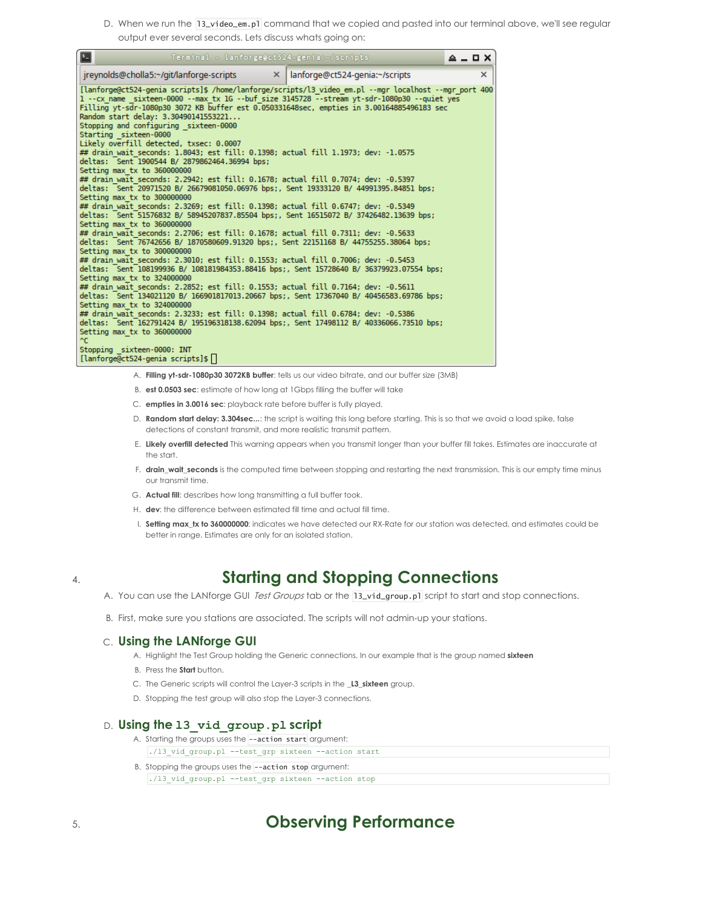D. When we run the `l3_video_em.pl` command that we copied and pasted into our terminal above, we'll see regular output ever several seconds. Lets discuss whats going on:

```
[lanforge@ct524-genia scripts]$ /home/lanforge/scripts/l3_video_em.pl --mgr localhost --mgr_port 4001 --cx_name _sixteen-0000 --max_tx 1G --buf_size 3145728 --stream yt-sdr-1080p30 --quiet yes
Filling yt-sdr-1080p30 3072 KB buffer est 0.050331648sec, empties in 3.00164885496183 sec
Random start delay: 3.30490141553221...
Stopping and configuring _sixteen-0000
Starting _sixteen-0000
Likely overfill detected, txsec: 0.0007
## drain_wait_seconds: 1.8043; est fill: 0.1398; actual fill 1.1973; dev: -1.0575
deltas:  Sent 1900544 B/ 2879862464.36994 bps;
Setting max_tx to 360000000
## drain_wait_seconds: 2.2942; est fill: 0.1678; actual fill 0.7074; dev: -0.5397
deltas:  Sent 20971520 B/ 26679081050.06976 bps;, Sent 19333120 B/ 44991395.84851 bps;
Setting max_tx to 300000000
## drain_wait_seconds: 2.3269; est fill: 0.1398; actual fill 0.6747; dev: -0.5349
deltas:  Sent 51576832 B/ 58945207837.85504 bps;, Sent 16515072 B/ 37426482.13639 bps;
Setting max_tx to 360000000
## drain_wait_seconds: 2.2706; est fill: 0.1678; actual fill 0.7311; dev: -0.5633
deltas:  Sent 76742656 B/ 1870580609.91320 bps;, Sent 22151168 B/ 44755255.38064 bps;
Setting max_tx to 300000000
## drain_wait_seconds: 2.3010; est fill: 0.1553; actual fill 0.7006; dev: -0.5453
deltas:  Sent 108199936 B/ 108181984353.88416 bps;, Sent 15728640 B/ 36379923.07554 bps;
Setting max_tx to 324000000
## drain_wait_seconds: 2.2852; est fill: 0.1553; actual fill 0.7164; dev: -0.5611
deltas:  Sent 134021120 B/ 166901817013.20667 bps;, Sent 17367040 B/ 40456583.69786 bps;
Setting max_tx to 324000000
## drain_wait_seconds: 2.3233; est fill: 0.1398; actual fill 0.6784; dev: -0.5386
deltas:  Sent 162791424 B/ 195196318138.62094 bps;, Sent 17498112 B/ 40336066.73510 bps;
Setting max_tx to 360000000
^C
Stopping _sixteen-0000: INT
[lanforge@ct524-genia scripts]$
```

A. **Filling yt-sdr-1080p30 3072KB buffer**: tells us our video bitrate, and our buffer size (3MB)

B. **est 0.0503 sec**: estimate of how long at 1Gbps filling the buffer will take

C. **empties in 3.0016 sec**: playback rate before buffer is fully played.

D. **Random start delay: 3.304sec...**: the script is waiting this long before starting. This is so that we avoid a load spike, false detections of constant transmit, and more realistic transmit pattern.

E. **Likely overfill detected** This warning appears when you transmit longer than your buffer fill takes. Estimates are inaccurate at the start.

F. **drain_wait_seconds** is the computed time between stopping and restarting the next transmission. This is our empty time minus our transmit time.

G. **Actual fill**: describes how long transmitting a full buffer took.

H. **dev**: the difference between estimated fill time and actual fill time.

I. **Setting max_tx to 360000000**: indicates we have detected our RX-Rate for our station was detected, and estimates could be better in range. Estimates are only for an isolated station.

# 4. Starting and Stopping Connections

A. You can use the LANforge GUI *Test Groups* tab or the `l3_vid_group.pl` script to start and stop connections.

B. First, make sure you stations are associated. The scripts will not admin-up your stations.

## C. Using the LANforge GUI

A. Highlight the Test Group holding the Generic connections. In our example that is the group named **sixteen**

B. Press the **Start** button.

C. The Generic scripts will control the Layer-3 scripts in the **_L3_sixteen** group.

D. Stopping the test group will also stop the Layer-3 connections.

## D. Using the `l3_vid_group.pl` script

A. Starting the groups uses the `--action start` argument:

```
./l3_vid_group.pl --test_grp sixteen --action start
```

B. Stopping the groups uses the `--action stop` argument:

```
./l3_vid_group.pl --test_grp sixteen --action stop
```

# 5. Observing Performance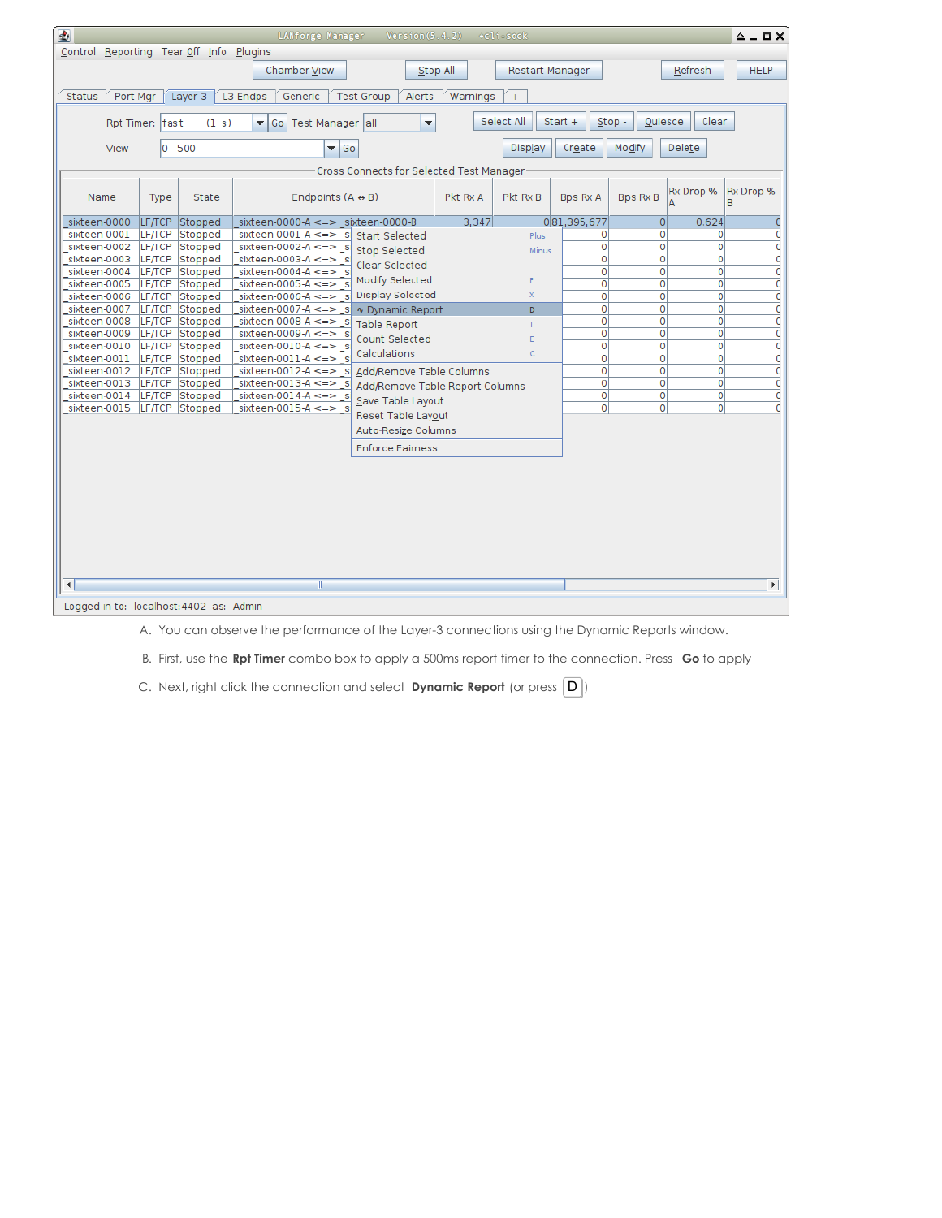A. You can observe the performance of the Layer-3 connections using the Dynamic Reports window.

B. First, use the **Rpt Timer** combo box to apply a 500ms report timer to the connection. Press **Go** to apply

C. Next, right click the connection and select **Dynamic Report** (or press D)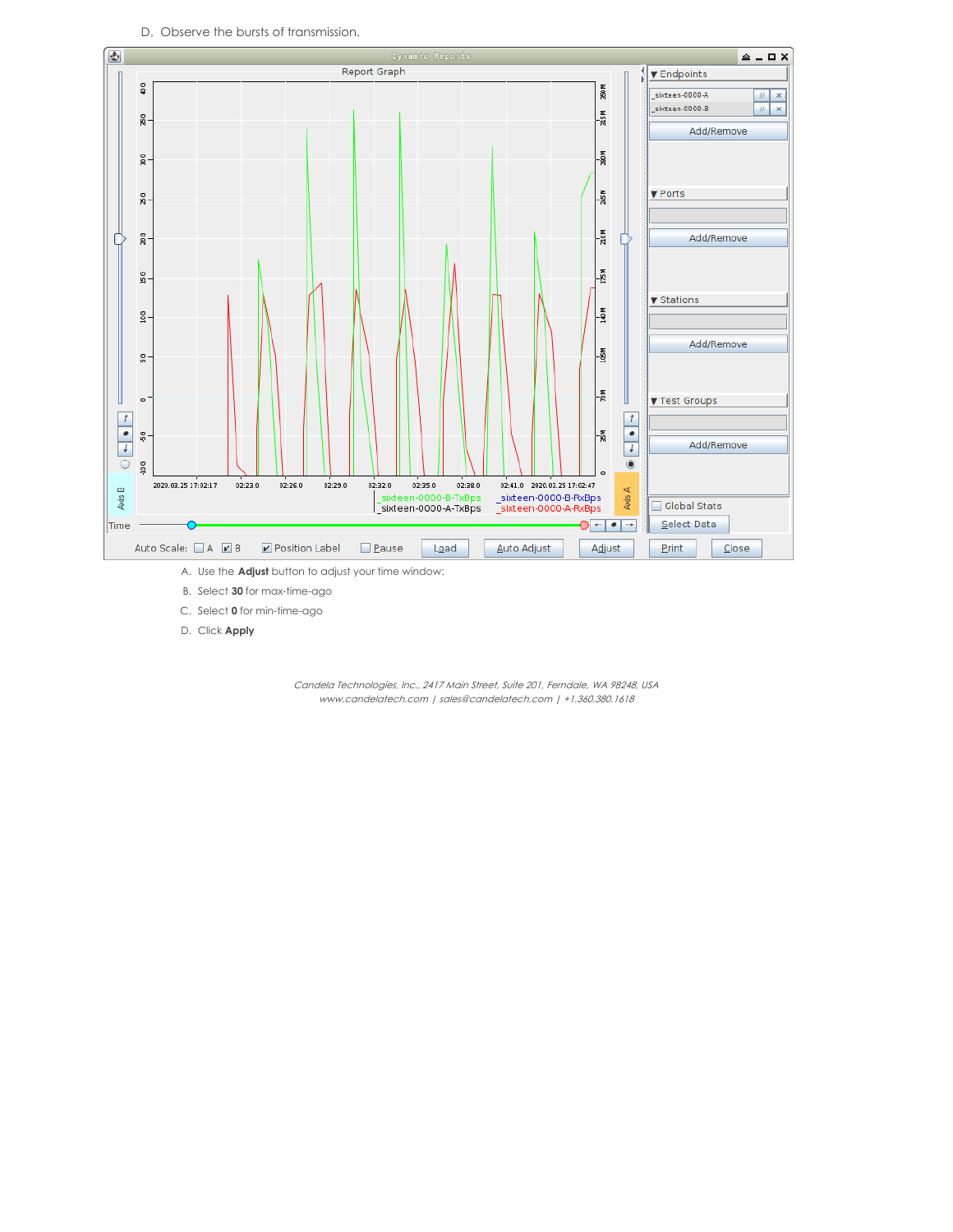D. Observe the bursts of transmission.

Dynamic Reports

Report Graph

Endpoints

_sixteen-0000-A

_sixteen-0000-B

Add/Remove

Ports

Add/Remove

Stations

Add/Remove

Test Groups

Add/Remove

Global Stats

Select Data

400
350
300
250
200
150
100
50
0
-50
-100

350 M
315 M
280M
245 M
210 M
175 M
140 M
105M
70 M
35M
0

2020.03.25 17:02:17
02:23.0
02:26.0
02:29.0
02:32.0
02:35.0
02:38.0
02:41.0
2020.03.25 17:02:47

_sixteen-0000-B-TxBps
_sixteen-0000-B-RxBps
_sixteen-0000-A-TxBps
_sixteen-0000-A-RxBps

Axis B

Axis A

Time

Auto Scale: A B Position Label Pause Load Auto Adjust Adjust Print Close

A. Use the **Adjust** button to adjust your time window:

B. Select **30** for max-time-ago

C. Select **0** for min-time-ago

D. Click **Apply**

*Candela Technologies, Inc., 2417 Main Street, Suite 201, Ferndale, WA 98248, USA*
*www.candelatech.com | sales@candelatech.com | +1.360.380.1618*